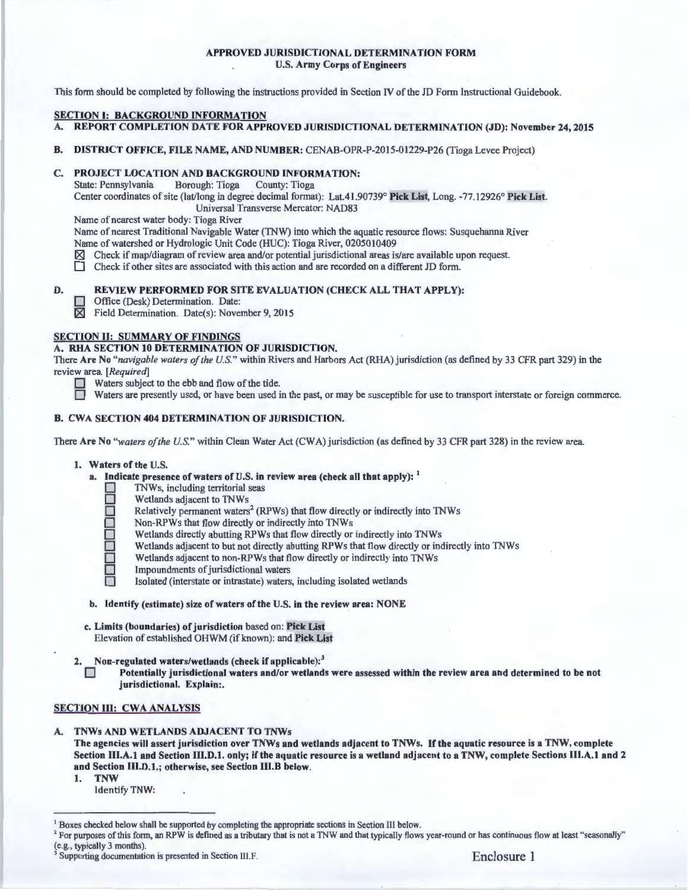# APPROVED JURISDICTIONAL DETERMINATION FORM
## U.S. Army Corps of Engineers

This form should be completed by following the instructions provided in Section IV of the JD Form Instructional Guidebook.

### SECTION I: BACKGROUND INFORMATION

**A. REPORT COMPLETION DATE FOR APPROVED JURISDICTIONAL DETERMINATION (JD): November 24, 2015**

**B. DISTRICT OFFICE, FILE NAME, AND NUMBER:** CENAB-OPR-P-2015-01229-P26 (Tioga Levee Project)

**C. PROJECT LOCATION AND BACKGROUND INFORMATION:**

State: Pennsylvania Borough: Tioga County: Tioga

Center coordinates of site (lat/long in degree decimal format): Lat.41.90739° **Pick List**, Long. -77.12926° **Pick List**.

Universal Transverse Mercator: NAD83

Name of nearest water body: Tioga River

Name of nearest Traditional Navigable Water (TNW) into which the aquatic resource flows: Susquehanna River

Name of watershed or Hydrologic Unit Code (HUC): Tioga River, 0205010409

☒ Check if map/diagram of review area and/or potential jurisdictional areas is/are available upon request.

☐ Check if other sites are associated with this action and are recorded on a different JD form.

**D. REVIEW PERFORMED FOR SITE EVALUATION (CHECK ALL THAT APPLY):**

☐ Office (Desk) Determination. Date:

☒ Field Determination. Date(s): November 9, 2015

### SECTION II: SUMMARY OF FINDINGS

**A. RHA SECTION 10 DETERMINATION OF JURISDICTION.**

There **Are No** "*navigable waters of the U.S.*" within Rivers and Harbors Act (RHA) jurisdiction (as defined by 33 CFR part 329) in the review area. [*Required*]

☐ Waters subject to the ebb and flow of the tide.

☐ Waters are presently used, or have been used in the past, or may be susceptible for use to transport interstate or foreign commerce.

**B. CWA SECTION 404 DETERMINATION OF JURISDICTION.**

There **Are No** "*waters of the U.S.*" within Clean Water Act (CWA) jurisdiction (as defined by 33 CFR part 328) in the review area.

**1. Waters of the U.S.**

**a. Indicate presence of waters of U.S. in review area (check all that apply):** [1]

☐ TNWs, including territorial seas

☐ Wetlands adjacent to TNWs

☐ Relatively permanent waters[2] (RPWs) that flow directly or indirectly into TNWs

☐ Non-RPWs that flow directly or indirectly into TNWs

☐ Wetlands directly abutting RPWs that flow directly or indirectly into TNWs

☐ Wetlands adjacent to but not directly abutting RPWs that flow directly or indirectly into TNWs

☐ Wetlands adjacent to non-RPWs that flow directly or indirectly into TNWs

☐ Impoundments of jurisdictional waters

☐ Isolated (interstate or intrastate) waters, including isolated wetlands

**b. Identify (estimate) size of waters of the U.S. in the review area: NONE**

**c. Limits (boundaries) of jurisdiction** based on: **Pick List**

Elevation of established OHWM (if known): and **Pick List**

**2. Non-regulated waters/wetlands (check if applicable):**[3]

☐ **Potentially jurisdictional waters and/or wetlands were assessed within the review area and determined to be not jurisdictional. Explain:.**

### SECTION III: CWA ANALYSIS

**A. TNWs AND WETLANDS ADJACENT TO TNWs**

**The agencies will assert jurisdiction over TNWs and wetlands adjacent to TNWs. If the aquatic resource is a TNW, complete Section III.A.1 and Section III.D.1. only; if the aquatic resource is a wetland adjacent to a TNW, complete Sections III.A.1 and 2 and Section III.D.1.; otherwise, see Section III.B below.**

**1. TNW**

Identify TNW: .

---

[1] Boxes checked below shall be supported by completing the appropriate sections in Section III below.

[2] For purposes of this form, an RPW is defined as a tributary that is not a TNW and that typically flows year-round or has continuous flow at least "seasonally" (e.g., typically 3 months).

[3] Supporting documentation is presented in Section III.F.

Enclosure 1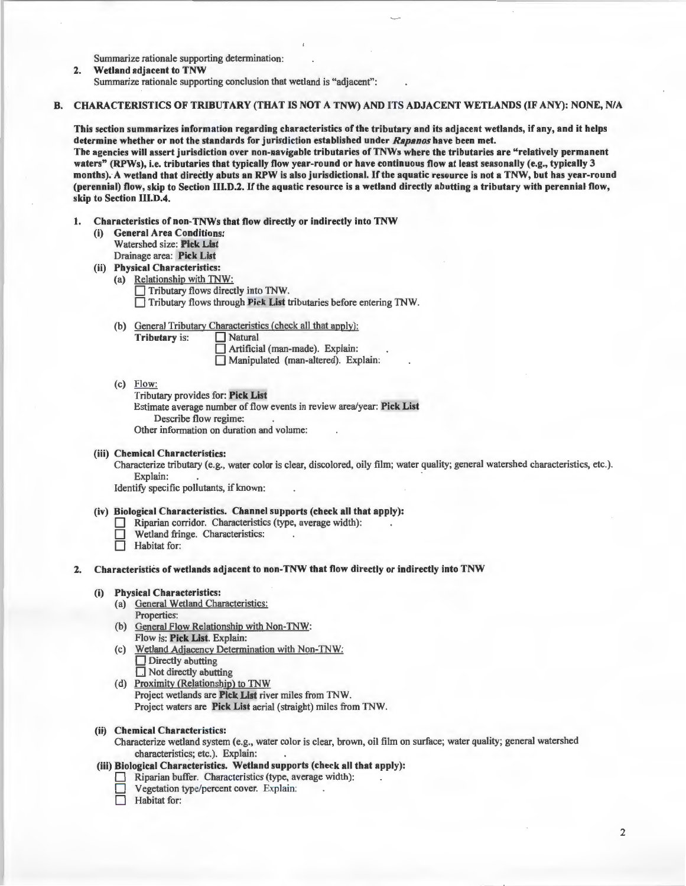Summarize rationale supporting determination: .

**2. Wetland adjacent to TNW**

Summarize rationale supporting conclusion that wetland is "adjacent": .

**B. CHARACTERISTICS OF TRIBUTARY (THAT IS NOT A TNW) AND ITS ADJACENT WETLANDS (IF ANY): NONE, N/A**

**This section summarizes information regarding characteristics of the tributary and its adjacent wetlands, if any, and it helps determine whether or not the standards for jurisdiction established under *Rapanos* have been met.**

**The agencies will assert jurisdiction over non-navigable tributaries of TNWs where the tributaries are "relatively permanent waters" (RPWs), i.e. tributaries that typically flow year-round or have continuous flow at least seasonally (e.g., typically 3 months). A wetland that directly abuts an RPW is also jurisdictional. If the aquatic resource is not a TNW, but has year-round (perennial) flow, skip to Section III.D.2. If the aquatic resource is a wetland directly abutting a tributary with perennial flow, skip to Section III.D.4.**

**1. Characteristics of non-TNWs that flow directly or indirectly into TNW**

**(i) General Area Conditions:**

Watershed size: **Pick List**

Drainage area: **Pick List**

**(ii) Physical Characteristics:**

(a) Relationship with TNW:

☐ Tributary flows directly into TNW.

☐ Tributary flows through **Pick List** tributaries before entering TNW.

(b) General Tributary Characteristics (check all that apply):

**Tributary** is: ☐ Natural

☐ Artificial (man-made). Explain: .

☐ Manipulated (man-altered). Explain: .

(c) Flow:

Tributary provides for: **Pick List**

Estimate average number of flow events in review area/year: **Pick List**

Describe flow regime: .

Other information on duration and volume: .

**(iii) Chemical Characteristics:**

Characterize tributary (e.g., water color is clear, discolored, oily film; water quality; general watershed characteristics, etc.). Explain: .

Identify specific pollutants, if known: .

**(iv) Biological Characteristics. Channel supports (check all that apply):**

☐ Riparian corridor. Characteristics (type, average width): .

☐ Wetland fringe. Characteristics: .

☐ Habitat for:

**2. Characteristics of wetlands adjacent to non-TNW that flow directly or indirectly into TNW**

**(i) Physical Characteristics:**

(a) General Wetland Characteristics:

Properties:

(b) General Flow Relationship with Non-TNW:

Flow is: **Pick List**. Explain:

(c) Wetland Adjacency Determination with Non-TNW:

☐ Directly abutting

☐ Not directly abutting

(d) Proximity (Relationship) to TNW

Project wetlands are **Pick List** river miles from TNW.

Project waters are **Pick List** aerial (straight) miles from TNW.

**(ii) Chemical Characteristics:**

Characterize wetland system (e.g., water color is clear, brown, oil film on surface; water quality; general watershed characteristics; etc.). Explain: .

**(iii) Biological Characteristics. Wetland supports (check all that apply):**

☐ Riparian buffer. Characteristics (type, average width): .

☐ Vegetation type/percent cover. Explain: .

☐ Habitat for: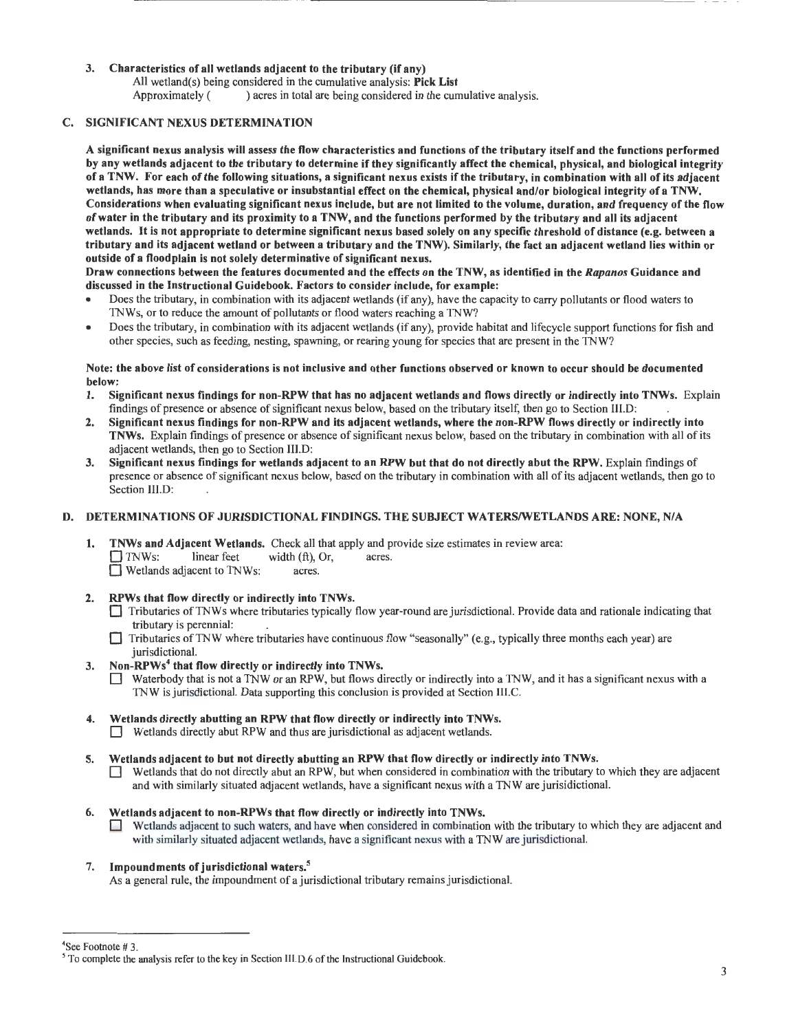3. **Characteristics of all wetlands adjacent to the tributary (if any)**
   All wetland(s) being considered in the cumulative analysis: **Pick List**
   Approximately ( ) acres in total are being considered in the cumulative analysis.

## C. SIGNIFICANT NEXUS DETERMINATION

**A significant nexus analysis will assess the flow characteristics and functions of the tributary itself and the functions performed by any wetlands adjacent to the tributary to determine if they significantly affect the chemical, physical, and biological integrity of a TNW. For each of the following situations, a significant nexus exists if the tributary, in combination with all of its adjacent wetlands, has more than a speculative or insubstantial effect on the chemical, physical and/or biological integrity of a TNW. Considerations when evaluating significant nexus include, but are not limited to the volume, duration, and frequency of the flow of water in the tributary and its proximity to a TNW, and the functions performed by the tributary and all its adjacent wetlands. It is not appropriate to determine significant nexus based solely on any specific threshold of distance (e.g. between a tributary and its adjacent wetland or between a tributary and the TNW). Similarly, the fact an adjacent wetland lies within or outside of a floodplain is not solely determinative of significant nexus.**

**Draw connections between the features documented and the effects on the TNW, as identified in the *Rapanos* Guidance and discussed in the Instructional Guidebook. Factors to consider include, for example:**

- Does the tributary, in combination with its adjacent wetlands (if any), have the capacity to carry pollutants or flood waters to TNWs, or to reduce the amount of pollutants or flood waters reaching a TNW?
- Does the tributary, in combination with its adjacent wetlands (if any), provide habitat and lifecycle support functions for fish and other species, such as feeding, nesting, spawning, or rearing young for species that are present in the TNW?

**Note: the above list of considerations is not inclusive and other functions observed or known to occur should be documented below:**

1. **Significant nexus findings for non-RPW that has no adjacent wetlands and flows directly or indirectly into TNWs.** Explain findings of presence or absence of significant nexus below, based on the tributary itself, then go to Section III.D: .
2. **Significant nexus findings for non-RPW and its adjacent wetlands, where the non-RPW flows directly or indirectly into TNWs.** Explain findings of presence or absence of significant nexus below, based on the tributary in combination with all of its adjacent wetlands, then go to Section III.D:
3. **Significant nexus findings for wetlands adjacent to an RPW but that do not directly abut the RPW.** Explain findings of presence or absence of significant nexus below, based on the tributary in combination with all of its adjacent wetlands, then go to Section III.D: .

## D. DETERMINATIONS OF JURISDICTIONAL FINDINGS. THE SUBJECT WATERS/WETLANDS ARE: NONE, N/A

1. **TNWs and Adjacent Wetlands.** Check all that apply and provide size estimates in review area:
   ☐ TNWs: linear feet width (ft), Or, acres.
   ☐ Wetlands adjacent to TNWs: acres.

2. **RPWs that flow directly or indirectly into TNWs.**
   ☐ Tributaries of TNWs where tributaries typically flow year-round are jurisdictional. Provide data and rationale indicating that tributary is perennial: .
   ☐ Tributaries of TNW where tributaries have continuous flow "seasonally" (e.g., typically three months each year) are jurisdictional.

3. **Non-RPWs[4] that flow directly or indirectly into TNWs.**
   ☐ Waterbody that is not a TNW or an RPW, but flows directly or indirectly into a TNW, and it has a significant nexus with a TNW is jurisdictional. Data supporting this conclusion is provided at Section III.C.

4. **Wetlands directly abutting an RPW that flow directly or indirectly into TNWs.**
   ☐ Wetlands directly abut RPW and thus are jurisdictional as adjacent wetlands.

5. **Wetlands adjacent to but not directly abutting an RPW that flow directly or indirectly into TNWs.**
   ☐ Wetlands that do not directly abut an RPW, but when considered in combination with the tributary to which they are adjacent and with similarly situated adjacent wetlands, have a significant nexus with a TNW are jurisidictional.

6. **Wetlands adjacent to non-RPWs that flow directly or indirectly into TNWs.**
   ☐ Wetlands adjacent to such waters, and have when considered in combination with the tributary to which they are adjacent and with similarly situated adjacent wetlands, have a significant nexus with a TNW are jurisdictional.

7. **Impoundments of jurisdictional waters.[5]**
   As a general rule, the impoundment of a jurisdictional tributary remains jurisdictional.

---

[4] See Footnote # 3.
[5] To complete the analysis refer to the key in Section III.D.6 of the Instructional Guidebook.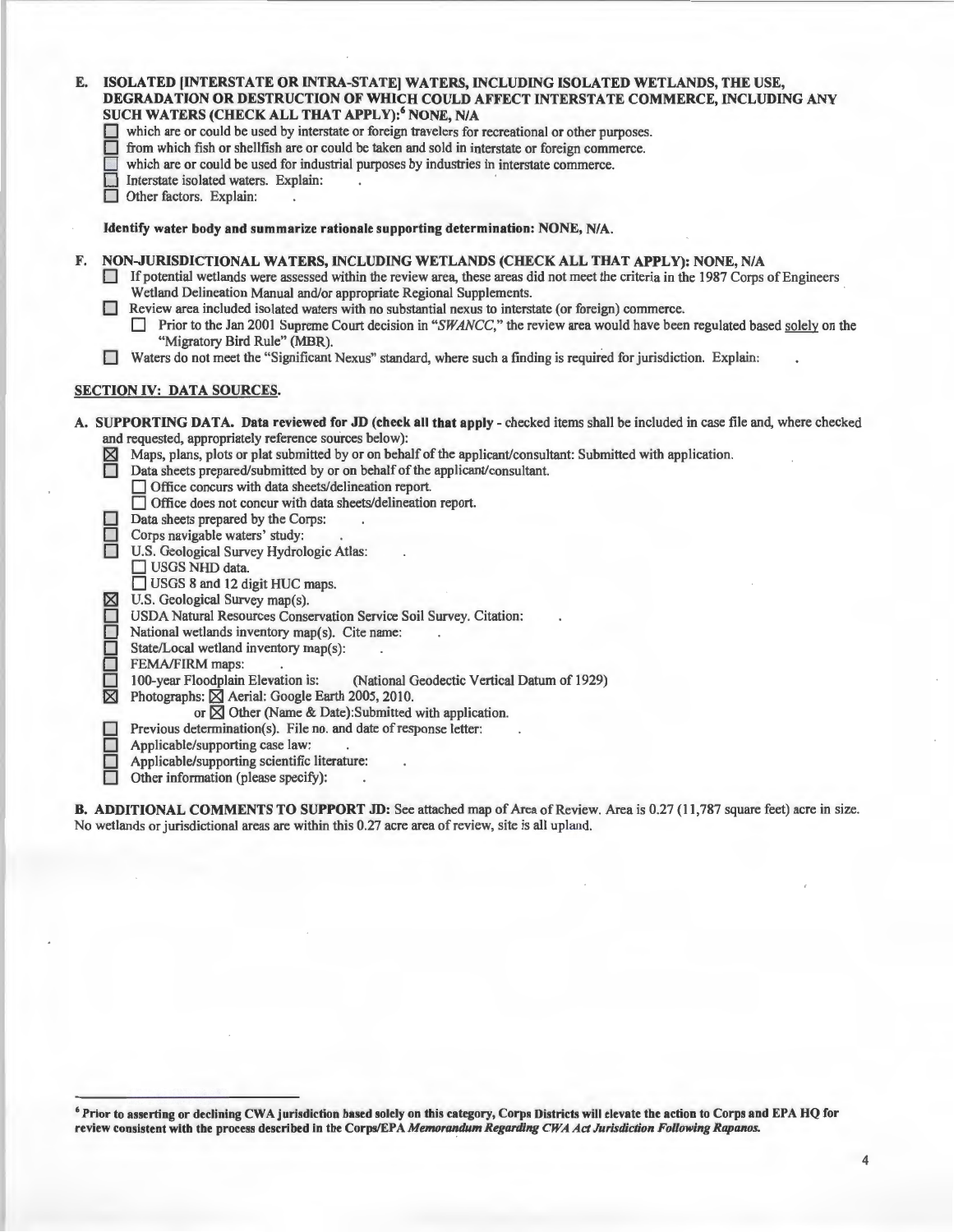**E. ISOLATED [INTERSTATE OR INTRA-STATE] WATERS, INCLUDING ISOLATED WETLANDS, THE USE, DEGRADATION OR DESTRUCTION OF WHICH COULD AFFECT INTERSTATE COMMERCE, INCLUDING ANY SUCH WATERS (CHECK ALL THAT APPLY):[6] NONE, N/A**

- ☐ which are or could be used by interstate or foreign travelers for recreational or other purposes.
- ☐ from which fish or shellfish are or could be taken and sold in interstate or foreign commerce.
- ☐ which are or could be used for industrial purposes by industries in interstate commerce.
- ☐ Interstate isolated waters. Explain: .
- ☐ Other factors. Explain: .

**Identify water body and summarize rationale supporting determination: NONE, N/A.**

**F. NON-JURISDICTIONAL WATERS, INCLUDING WETLANDS (CHECK ALL THAT APPLY): NONE, N/A**

- ☐ If potential wetlands were assessed within the review area, these areas did not meet the criteria in the 1987 Corps of Engineers Wetland Delineation Manual and/or appropriate Regional Supplements.
- ☐ Review area included isolated waters with no substantial nexus to interstate (or foreign) commerce.
  - ☐ Prior to the Jan 2001 Supreme Court decision in "*SWANCC*," the review area would have been regulated based solely on the "Migratory Bird Rule" (MBR).
- ☐ Waters do not meet the "Significant Nexus" standard, where such a finding is required for jurisdiction. Explain: .

## SECTION IV: DATA SOURCES.

**A. SUPPORTING DATA. Data reviewed for JD (check all that apply** - checked items shall be included in case file and, where checked and requested, appropriately reference sources below):

- ☒ Maps, plans, plots or plat submitted by or on behalf of the applicant/consultant: Submitted with application.
- ☐ Data sheets prepared/submitted by or on behalf of the applicant/consultant.
  - ☐ Office concurs with data sheets/delineation report.
  - ☐ Office does not concur with data sheets/delineation report.
- ☐ Data sheets prepared by the Corps: .
- ☐ Corps navigable waters' study: .
- ☐ U.S. Geological Survey Hydrologic Atlas: .
  - ☐ USGS NHD data.
  - ☐ USGS 8 and 12 digit HUC maps.
- ☒ U.S. Geological Survey map(s).
- ☐ USDA Natural Resources Conservation Service Soil Survey. Citation: .
- ☐ National wetlands inventory map(s). Cite name: .
- ☐ State/Local wetland inventory map(s): .
- ☐ FEMA/FIRM maps: .
- ☐ 100-year Floodplain Elevation is: (National Geodectic Vertical Datum of 1929)
- ☒ Photographs: ☒ Aerial: Google Earth 2005, 2010.
  - or ☒ Other (Name & Date):Submitted with application.
- ☐ Previous determination(s). File no. and date of response letter: .
- ☐ Applicable/supporting case law: .
- ☐ Applicable/supporting scientific literature: .
- ☐ Other information (please specify): .

**B. ADDITIONAL COMMENTS TO SUPPORT JD:** See attached map of Area of Review. Area is 0.27 (11,787 square feet) acre in size. No wetlands or jurisdictional areas are within this 0.27 acre area of review, site is all upland.

---

[6] **Prior to asserting or declining CWA jurisdiction based solely on this category, Corps Districts will elevate the action to Corps and EPA HQ for review consistent with the process described in the Corps/EPA *Memorandum Regarding CWA Act Jurisdiction Following Rapanos.***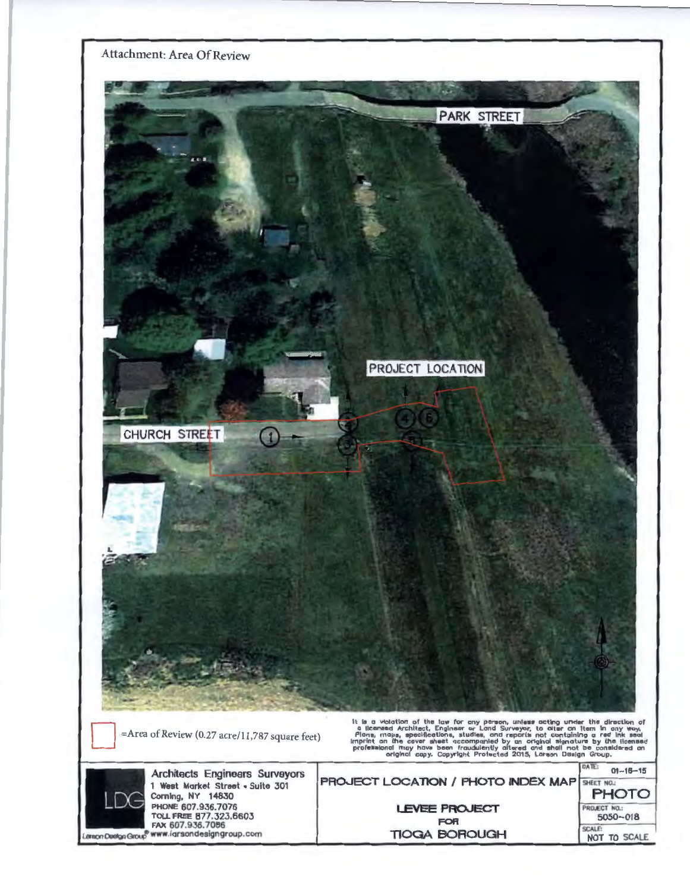Attachment: Area Of Review

PARK STREET

PROJECT LOCATION

CHURCH STREET

1

2

3

4

5

6

=Area of Review (0.27 acre/11,787 square feet)

It is a violation of the law for any person, unless acting under the direction of a licensed Architect, Engineer or Land Surveyor, to alter an item in any way. Plans, maps, specifications, studies, and reports not containing a red ink seal imprint on the cover sheet accompanied by an original signature by the licensed professional may have been fraudulently altered and shall not be considered an original copy. Copyright Protected 2015, Larson Design Group.

| | | |
|---|---|---|
| LDG Larson Design Group® Architects Engineers Surveyors<br>1 West Market Street • Suite 301<br>Corning, NY 14830<br>PHONE 607.936.7076<br>TOLL FREE 877.323.6603<br>FAX 607.936.7086<br>www.larsondesigngroup.com | PROJECT LOCATION / PHOTO INDEX MAP<br><br>LEVEE PROJECT<br>FOR<br>TIOGA BOROUGH | DATE: 01-16-15<br>SHEET NO.: PHOTO<br>PROJECT NO.: 5050-018<br>SCALE: NOT TO SCALE |